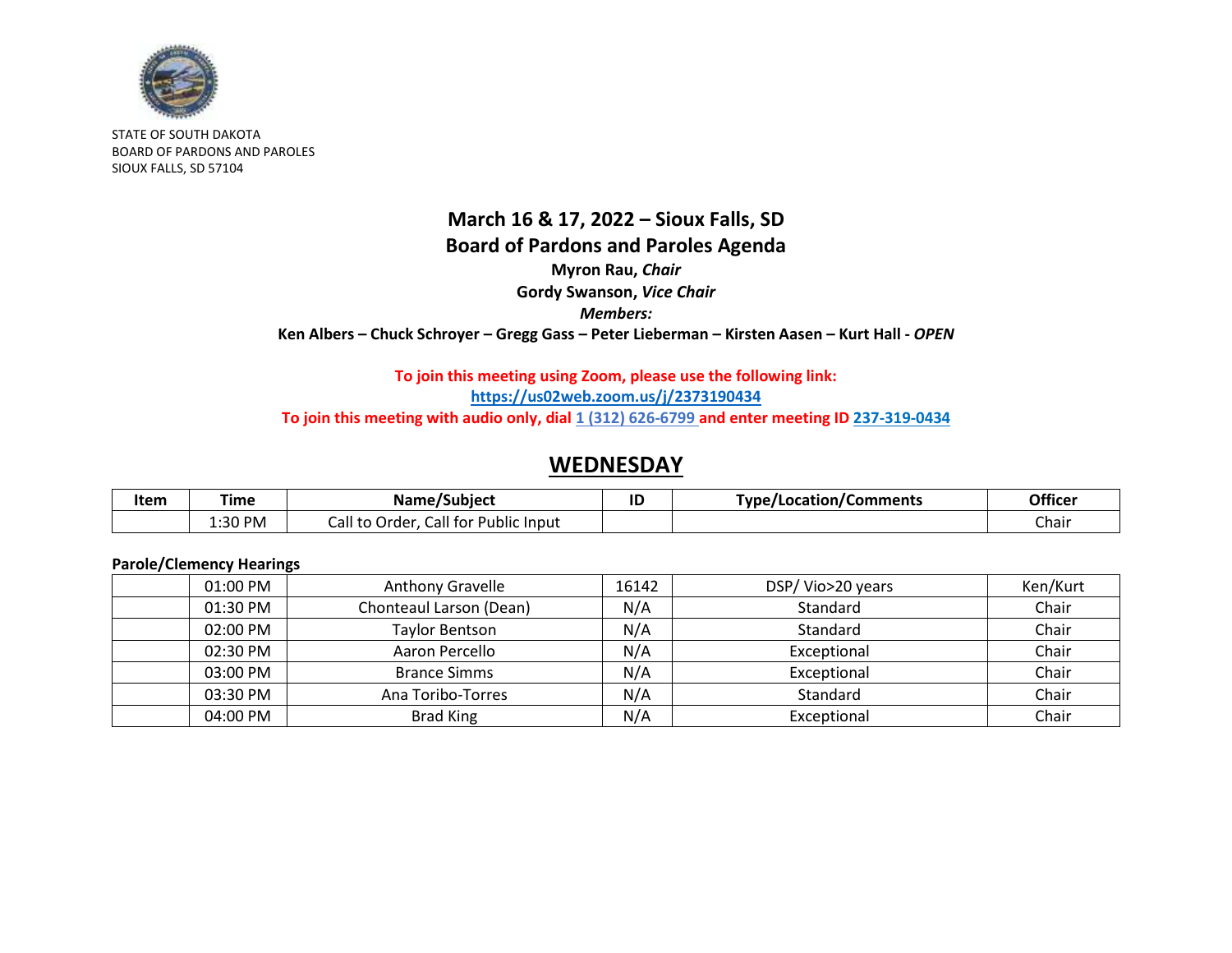STATE OF SOUTH DAKOTA
BOARD OF PARDONS AND PAROLES
SIOUX FALLS, SD 57104

# March 16 & 17, 2022 – Sioux Falls, SD

# Board of Pardons and Paroles Agenda

**Myron Rau, *Chair***

**Gordy Swanson, *Vice Chair***

***Members:***

**Ken Albers – Chuck Schroyer – Gregg Gass – Peter Lieberman – Kirsten Aasen – Kurt Hall - *OPEN***

**To join this meeting using Zoom, please use the following link:**
**https://us02web.zoom.us/j/2373190434**
**To join this meeting with audio only, dial 1 (312) 626-6799 and enter meeting ID 237-319-0434**

## WEDNESDAY

| Item | Time | Name/Subject | ID | Type/Location/Comments | Officer |
|---|---|---|---|---|---|
| | 1:30 PM | Call to Order, Call for Public Input | | | Chair |

**Parole/Clemency Hearings**

| Item | Time | Name/Subject | ID | Type/Location/Comments | Officer |
|---|---|---|---|---|---|
| | 01:00 PM | Anthony Gravelle | 16142 | DSP/ Vio>20 years | Ken/Kurt |
| | 01:30 PM | Chonteaul Larson (Dean) | N/A | Standard | Chair |
| | 02:00 PM | Taylor Bentson | N/A | Standard | Chair |
| | 02:30 PM | Aaron Percello | N/A | Exceptional | Chair |
| | 03:00 PM | Brance Simms | N/A | Exceptional | Chair |
| | 03:30 PM | Ana Toribo-Torres | N/A | Standard | Chair |
| | 04:00 PM | Brad King | N/A | Exceptional | Chair |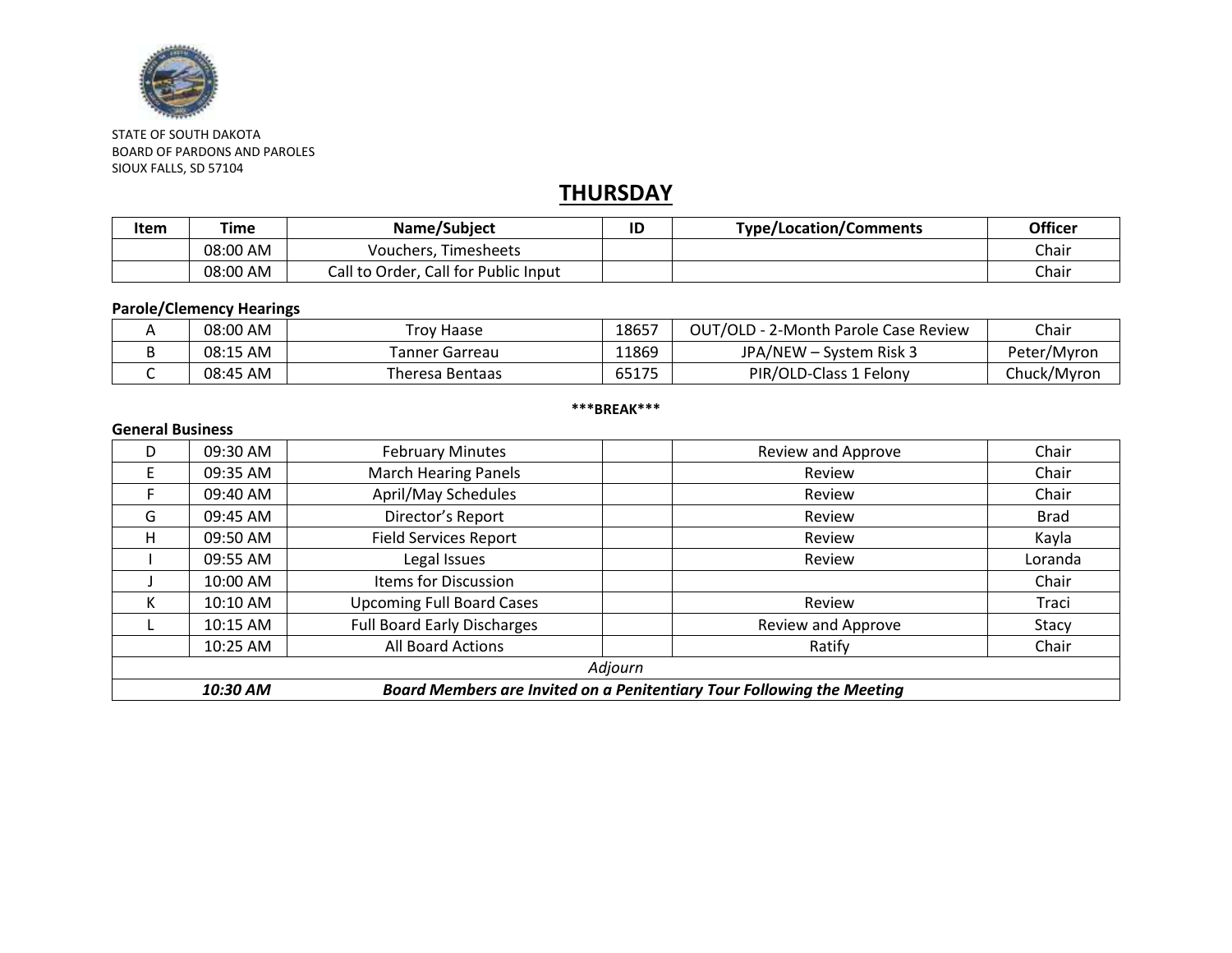STATE OF SOUTH DAKOTA
BOARD OF PARDONS AND PAROLES
SIOUX FALLS, SD 57104

# THURSDAY

| Item | Time | Name/Subject | ID | Type/Location/Comments | Officer |
|---|---|---|---|---|---|
| | 08:00 AM | Vouchers, Timesheets | | | Chair |
| | 08:00 AM | Call to Order, Call for Public Input | | | Chair |

**Parole/Clemency Hearings**

| | | | | | |
|---|---|---|---|---|---|
| A | 08:00 AM | Troy Haase | 18657 | OUT/OLD - 2-Month Parole Case Review | Chair |
| B | 08:15 AM | Tanner Garreau | 11869 | JPA/NEW – System Risk 3 | Peter/Myron |
| C | 08:45 AM | Theresa Bentaas | 65175 | PIR/OLD-Class 1 Felony | Chuck/Myron |

***BREAK***

**General Business**

| | | | | | |
|---|---|---|---|---|---|
| D | 09:30 AM | February Minutes | | Review and Approve | Chair |
| E | 09:35 AM | March Hearing Panels | | Review | Chair |
| F | 09:40 AM | April/May Schedules | | Review | Chair |
| G | 09:45 AM | Director's Report | | Review | Brad |
| H | 09:50 AM | Field Services Report | | Review | Kayla |
| I | 09:55 AM | Legal Issues | | Review | Loranda |
| J | 10:00 AM | Items for Discussion | | | Chair |
| K | 10:10 AM | Upcoming Full Board Cases | | Review | Traci |
| L | 10:15 AM | Full Board Early Discharges | | Review and Approve | Stacy |
| | 10:25 AM | All Board Actions | | Ratify | Chair |
| *Adjourn* | | | | | |
| | ***10:30 AM*** | ***Board Members are Invited on a Penitentiary Tour Following the Meeting*** | | | |